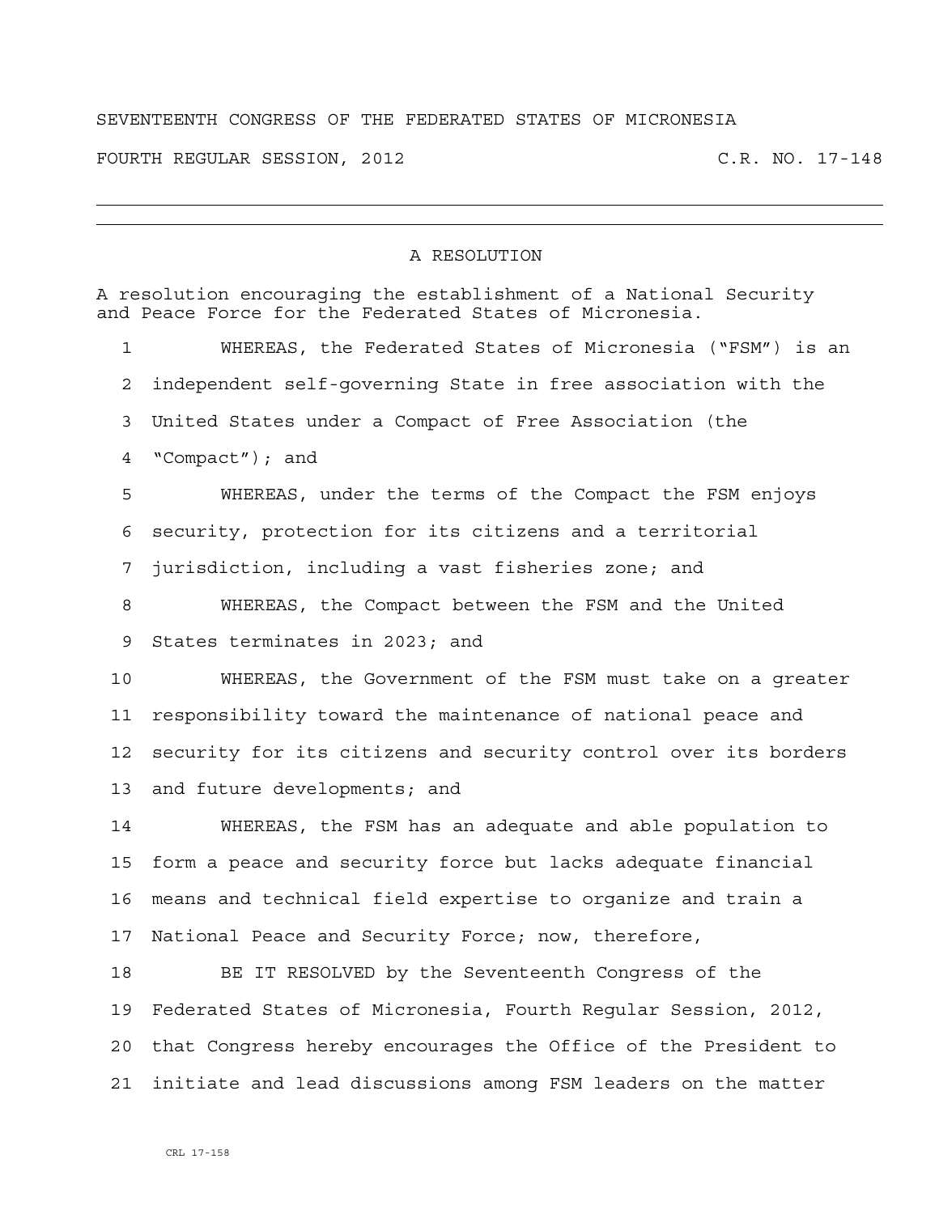SEVENTEENTH CONGRESS OF THE FEDERATED STATES OF MICRONESIA

FOURTH REGULAR SESSION, 2012 C.R. NO. 17-148

---

A RESOLUTION

A resolution encouraging the establishment of a National Security and Peace Force for the Federated States of Micronesia.

1 WHEREAS, the Federated States of Micronesia ("FSM") is an
2 independent self-governing State in free association with the
3 United States under a Compact of Free Association (the
4 "Compact"); and
5 WHEREAS, under the terms of the Compact the FSM enjoys
6 security, protection for its citizens and a territorial
7 jurisdiction, including a vast fisheries zone; and
8 WHEREAS, the Compact between the FSM and the United
9 States terminates in 2023; and
10 WHEREAS, the Government of the FSM must take on a greater
11 responsibility toward the maintenance of national peace and
12 security for its citizens and security control over its borders
13 and future developments; and
14 WHEREAS, the FSM has an adequate and able population to
15 form a peace and security force but lacks adequate financial
16 means and technical field expertise to organize and train a
17 National Peace and Security Force; now, therefore,
18 BE IT RESOLVED by the Seventeenth Congress of the
19 Federated States of Micronesia, Fourth Regular Session, 2012,
20 that Congress hereby encourages the Office of the President to
21 initiate and lead discussions among FSM leaders on the matter

CRL 17-158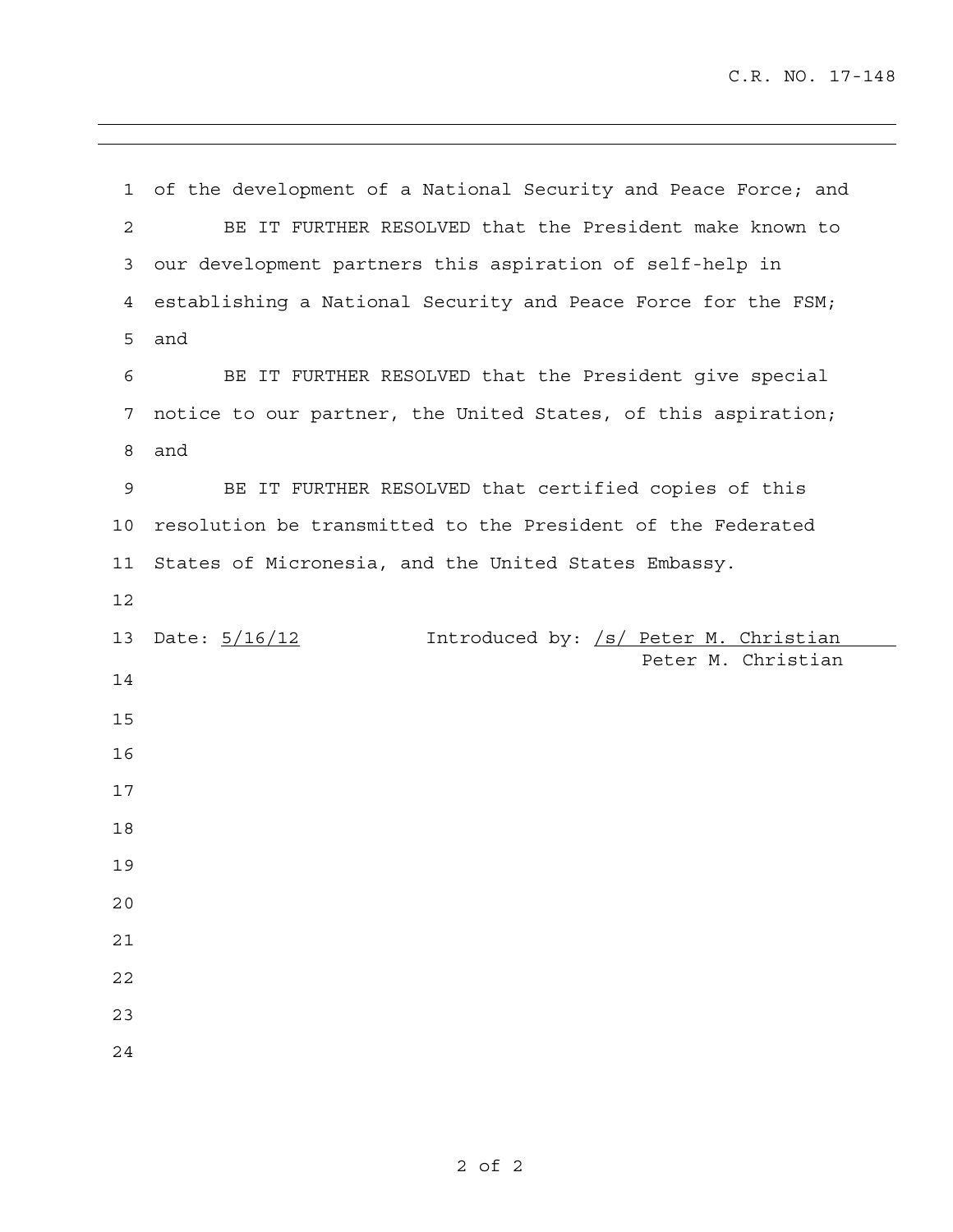of the development of a National Security and Peace Force; and

BE IT FURTHER RESOLVED that the President make known to our development partners this aspiration of self-help in establishing a National Security and Peace Force for the FSM; and

BE IT FURTHER RESOLVED that the President give special notice to our partner, the United States, of this aspiration; and

BE IT FURTHER RESOLVED that certified copies of this resolution be transmitted to the President of the Federated States of Micronesia, and the United States Embassy.

Date: 5/16/12

Introduced by: /s/ Peter M. Christian
Peter M. Christian